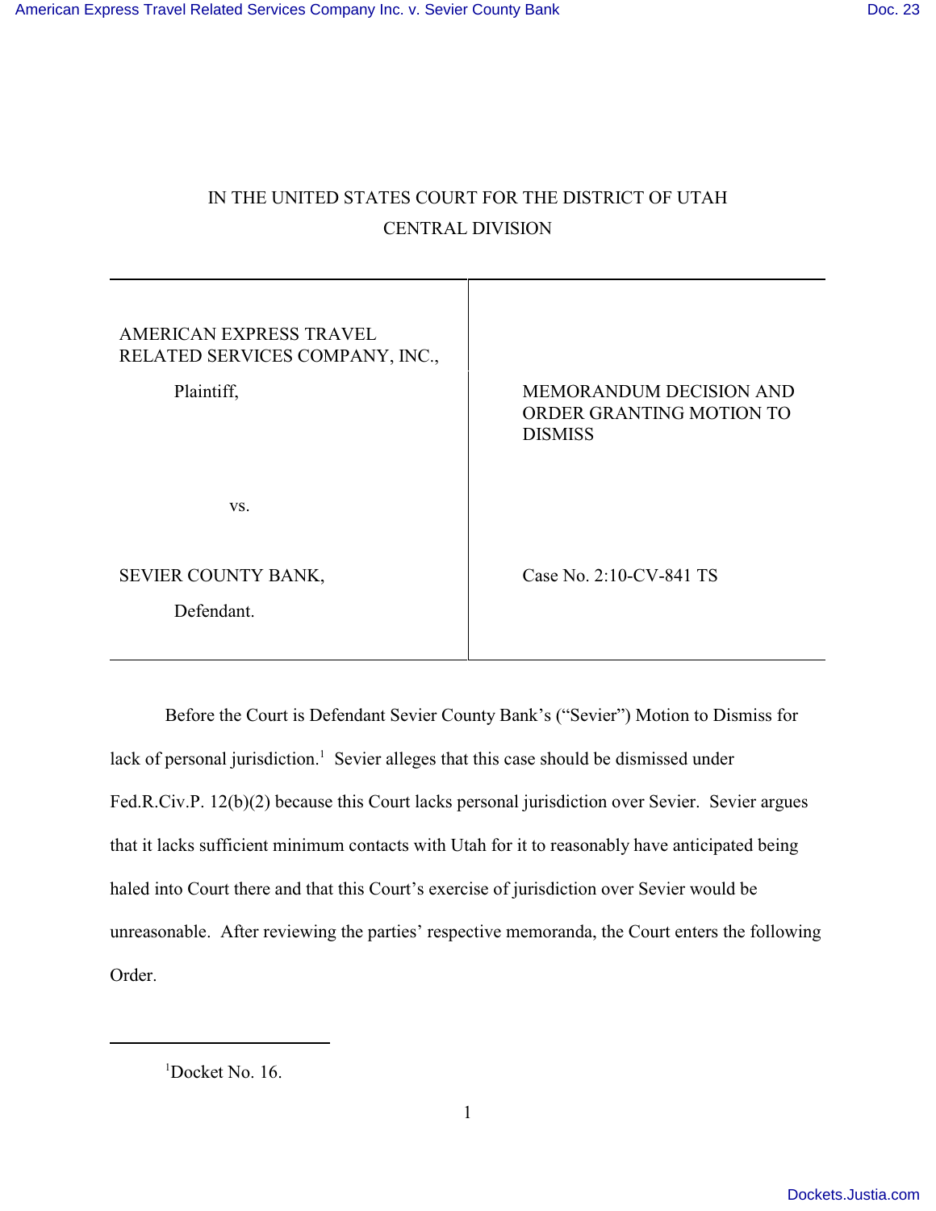IN THE UNITED STATES COURT FOR THE DISTRICT OF UTAH

CENTRAL DIVISION

| | |
|---|---|
| AMERICAN EXPRESS TRAVEL RELATED SERVICES COMPANY, INC., Plaintiff, | MEMORANDUM DECISION AND ORDER GRANTING MOTION TO DISMISS |
| vs. | |
| SEVIER COUNTY BANK, Defendant. | Case No. 2:10-CV-841 TS |

Before the Court is Defendant Sevier County Bank's ("Sevier") Motion to Dismiss for lack of personal jurisdiction.[1] Sevier alleges that this case should be dismissed under Fed.R.Civ.P. 12(b)(2) because this Court lacks personal jurisdiction over Sevier. Sevier argues that it lacks sufficient minimum contacts with Utah for it to reasonably have anticipated being haled into Court there and that this Court's exercise of jurisdiction over Sevier would be unreasonable. After reviewing the parties' respective memoranda, the Court enters the following Order.

---

[1] Docket No. 16.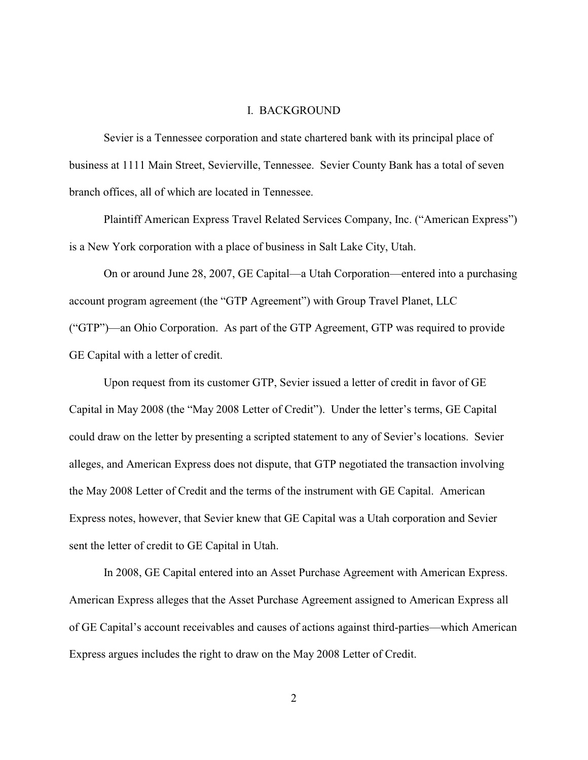## I. BACKGROUND

Sevier is a Tennessee corporation and state chartered bank with its principal place of business at 1111 Main Street, Sevierville, Tennessee. Sevier County Bank has a total of seven branch offices, all of which are located in Tennessee.

Plaintiff American Express Travel Related Services Company, Inc. ("American Express") is a New York corporation with a place of business in Salt Lake City, Utah.

On or around June 28, 2007, GE Capital—a Utah Corporation—entered into a purchasing account program agreement (the "GTP Agreement") with Group Travel Planet, LLC ("GTP")—an Ohio Corporation. As part of the GTP Agreement, GTP was required to provide GE Capital with a letter of credit.

Upon request from its customer GTP, Sevier issued a letter of credit in favor of GE Capital in May 2008 (the "May 2008 Letter of Credit"). Under the letter's terms, GE Capital could draw on the letter by presenting a scripted statement to any of Sevier's locations. Sevier alleges, and American Express does not dispute, that GTP negotiated the transaction involving the May 2008 Letter of Credit and the terms of the instrument with GE Capital. American Express notes, however, that Sevier knew that GE Capital was a Utah corporation and Sevier sent the letter of credit to GE Capital in Utah.

In 2008, GE Capital entered into an Asset Purchase Agreement with American Express. American Express alleges that the Asset Purchase Agreement assigned to American Express all of GE Capital's account receivables and causes of actions against third-parties—which American Express argues includes the right to draw on the May 2008 Letter of Credit.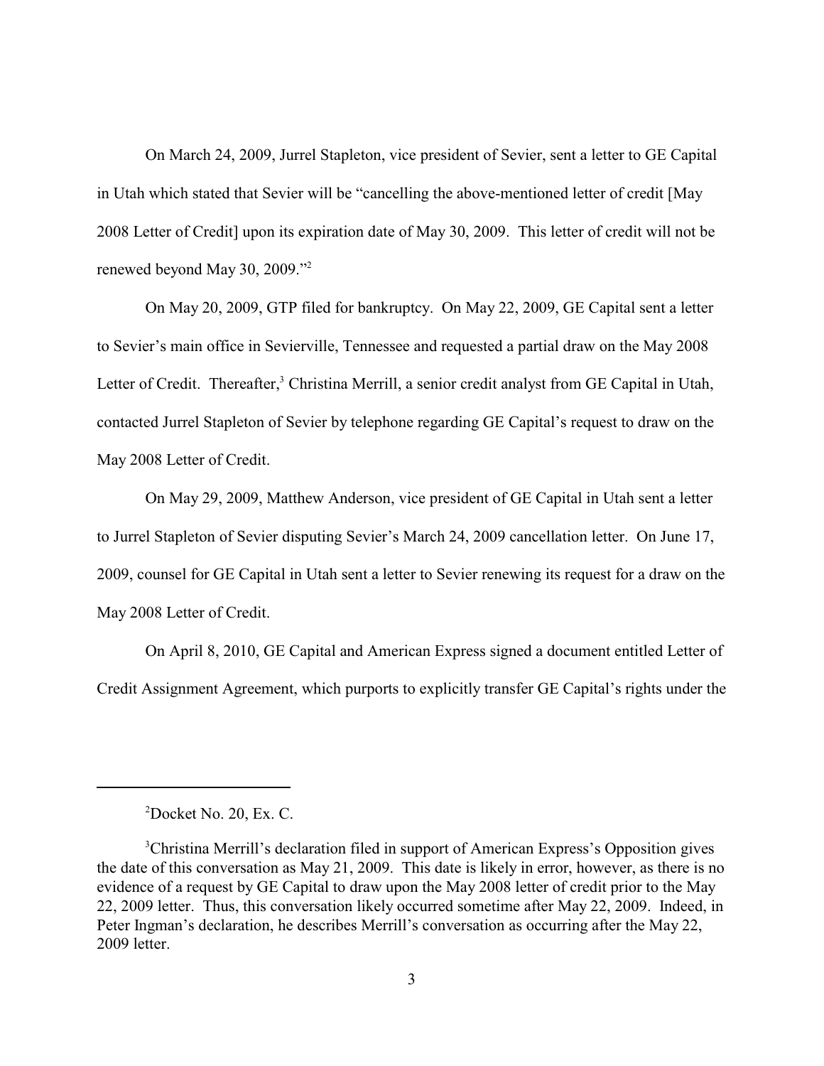On March 24, 2009, Jurrel Stapleton, vice president of Sevier, sent a letter to GE Capital in Utah which stated that Sevier will be "cancelling the above-mentioned letter of credit [May 2008 Letter of Credit] upon its expiration date of May 30, 2009. This letter of credit will not be renewed beyond May 30, 2009."[2]

On May 20, 2009, GTP filed for bankruptcy. On May 22, 2009, GE Capital sent a letter to Sevier's main office in Sevierville, Tennessee and requested a partial draw on the May 2008 Letter of Credit. Thereafter,[3] Christina Merrill, a senior credit analyst from GE Capital in Utah, contacted Jurrel Stapleton of Sevier by telephone regarding GE Capital's request to draw on the May 2008 Letter of Credit.

On May 29, 2009, Matthew Anderson, vice president of GE Capital in Utah sent a letter to Jurrel Stapleton of Sevier disputing Sevier's March 24, 2009 cancellation letter. On June 17, 2009, counsel for GE Capital in Utah sent a letter to Sevier renewing its request for a draw on the May 2008 Letter of Credit.

On April 8, 2010, GE Capital and American Express signed a document entitled Letter of Credit Assignment Agreement, which purports to explicitly transfer GE Capital's rights under the

---

[2] Docket No. 20, Ex. C.

[3] Christina Merrill's declaration filed in support of American Express's Opposition gives the date of this conversation as May 21, 2009. This date is likely in error, however, as there is no evidence of a request by GE Capital to draw upon the May 2008 letter of credit prior to the May 22, 2009 letter. Thus, this conversation likely occurred sometime after May 22, 2009. Indeed, in Peter Ingman's declaration, he describes Merrill's conversation as occurring after the May 22, 2009 letter.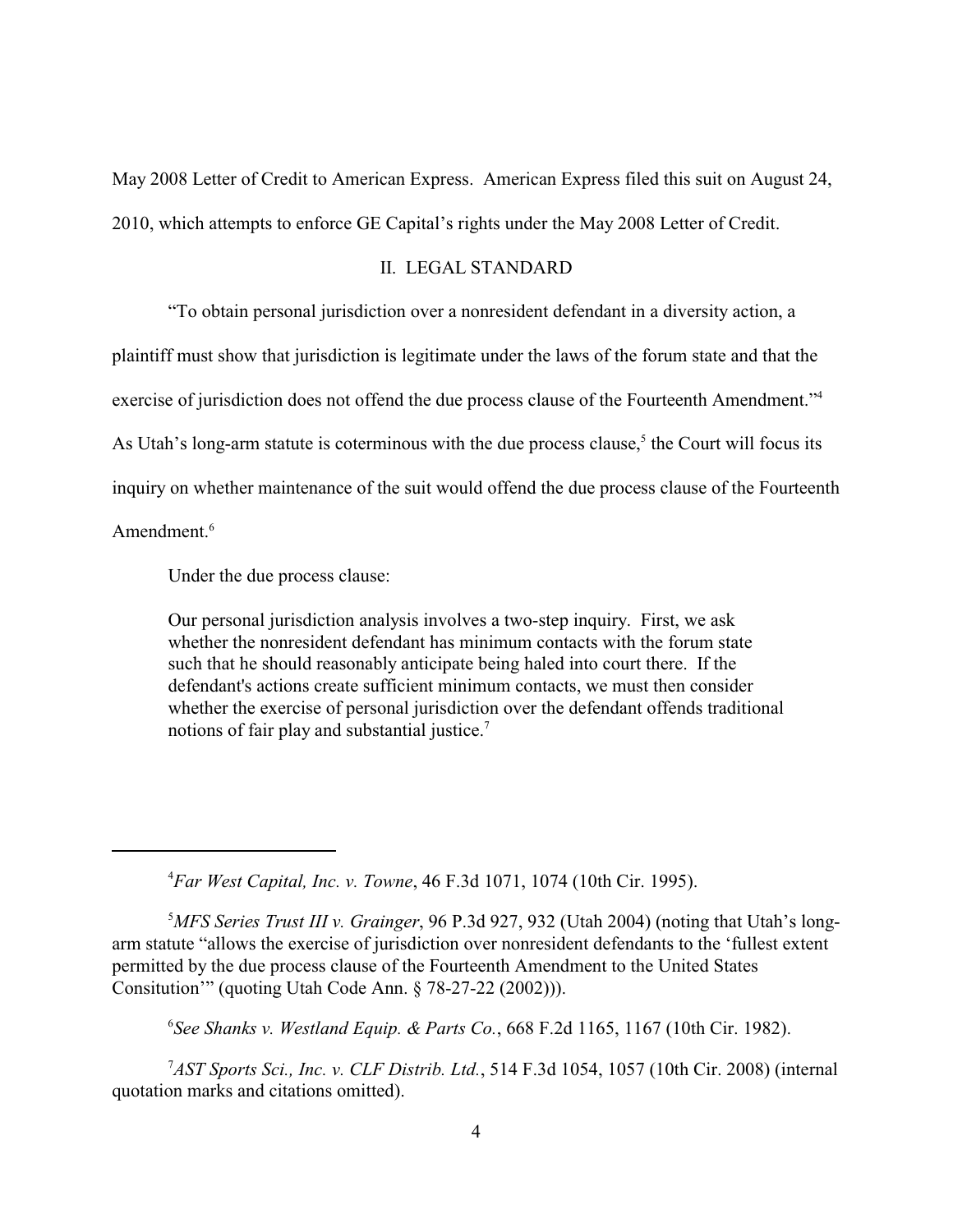May 2008 Letter of Credit to American Express. American Express filed this suit on August 24, 2010, which attempts to enforce GE Capital's rights under the May 2008 Letter of Credit.

## II. LEGAL STANDARD

"To obtain personal jurisdiction over a nonresident defendant in a diversity action, a plaintiff must show that jurisdiction is legitimate under the laws of the forum state and that the exercise of jurisdiction does not offend the due process clause of the Fourteenth Amendment."[4] As Utah's long-arm statute is coterminous with the due process clause,[5] the Court will focus its inquiry on whether maintenance of the suit would offend the due process clause of the Fourteenth Amendment.[6]

Under the due process clause:

> Our personal jurisdiction analysis involves a two-step inquiry. First, we ask whether the nonresident defendant has minimum contacts with the forum state such that he should reasonably anticipate being haled into court there. If the defendant's actions create sufficient minimum contacts, we must then consider whether the exercise of personal jurisdiction over the defendant offends traditional notions of fair play and substantial justice.[7]

---

[4] *Far West Capital, Inc. v. Towne*, 46 F.3d 1071, 1074 (10th Cir. 1995).

[5] *MFS Series Trust III v. Grainger*, 96 P.3d 927, 932 (Utah 2004) (noting that Utah's long-arm statute "allows the exercise of jurisdiction over nonresident defendants to the 'fullest extent permitted by the due process clause of the Fourteenth Amendment to the United States Consitution'" (quoting Utah Code Ann. § 78-27-22 (2002))).

[6] *See Shanks v. Westland Equip. & Parts Co.*, 668 F.2d 1165, 1167 (10th Cir. 1982).

[7] *AST Sports Sci., Inc. v. CLF Distrib. Ltd.*, 514 F.3d 1054, 1057 (10th Cir. 2008) (internal quotation marks and citations omitted).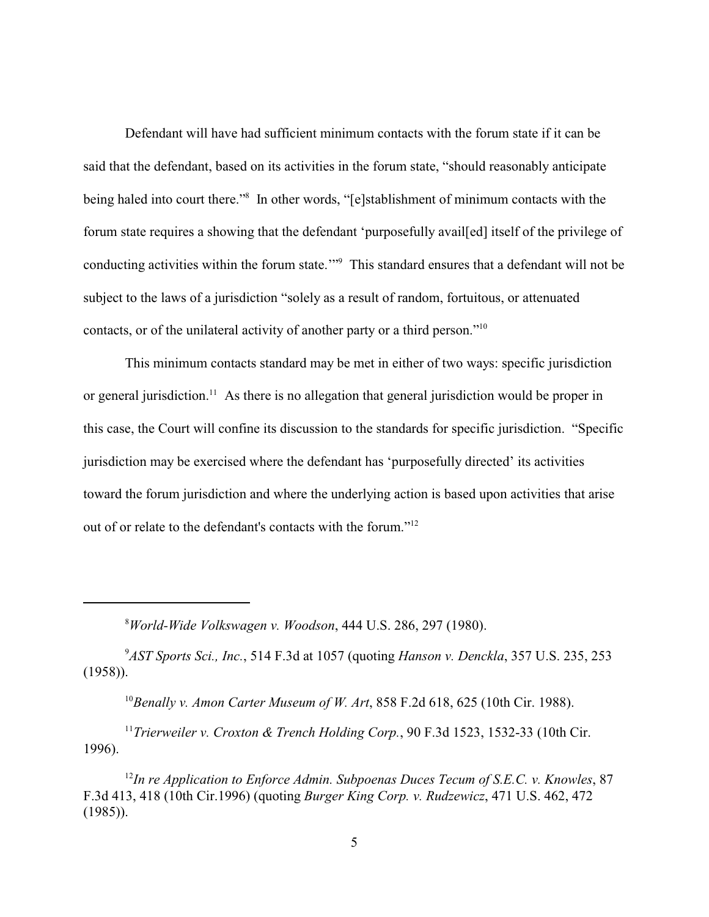Defendant will have had sufficient minimum contacts with the forum state if it can be said that the defendant, based on its activities in the forum state, "should reasonably anticipate being haled into court there."[8] In other words, "[e]stablishment of minimum contacts with the forum state requires a showing that the defendant 'purposefully avail[ed] itself of the privilege of conducting activities within the forum state.'"[9] This standard ensures that a defendant will not be subject to the laws of a jurisdiction "solely as a result of random, fortuitous, or attenuated contacts, or of the unilateral activity of another party or a third person."[10]

This minimum contacts standard may be met in either of two ways: specific jurisdiction or general jurisdiction.[11] As there is no allegation that general jurisdiction would be proper in this case, the Court will confine its discussion to the standards for specific jurisdiction. "Specific jurisdiction may be exercised where the defendant has 'purposefully directed' its activities toward the forum jurisdiction and where the underlying action is based upon activities that arise out of or relate to the defendant's contacts with the forum."[12]

---

[8] *World-Wide Volkswagen v. Woodson*, 444 U.S. 286, 297 (1980).

[9] *AST Sports Sci., Inc.*, 514 F.3d at 1057 (quoting *Hanson v. Denckla*, 357 U.S. 235, 253 (1958)).

[10] *Benally v. Amon Carter Museum of W. Art*, 858 F.2d 618, 625 (10th Cir. 1988).

[11] *Trierweiler v. Croxton & Trench Holding Corp.*, 90 F.3d 1523, 1532-33 (10th Cir. 1996).

[12] *In re Application to Enforce Admin. Subpoenas Duces Tecum of S.E.C. v. Knowles*, 87 F.3d 413, 418 (10th Cir.1996) (quoting *Burger King Corp. v. Rudzewicz*, 471 U.S. 462, 472 (1985)).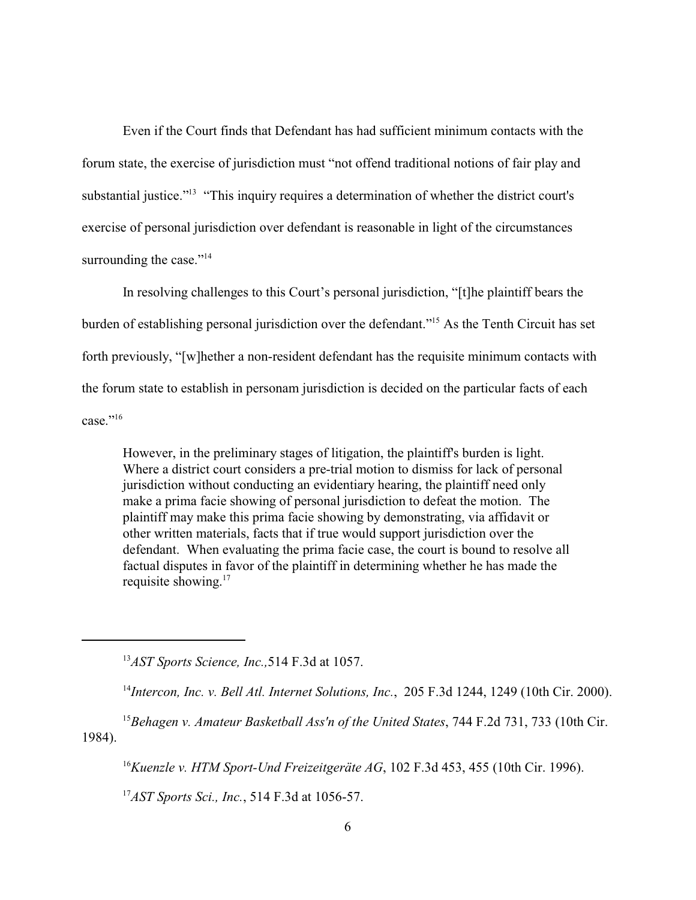Even if the Court finds that Defendant has had sufficient minimum contacts with the forum state, the exercise of jurisdiction must "not offend traditional notions of fair play and substantial justice."[13] "This inquiry requires a determination of whether the district court's exercise of personal jurisdiction over defendant is reasonable in light of the circumstances surrounding the case."[14]

In resolving challenges to this Court's personal jurisdiction, "[t]he plaintiff bears the burden of establishing personal jurisdiction over the defendant."[15] As the Tenth Circuit has set forth previously, "[w]hether a non-resident defendant has the requisite minimum contacts with the forum state to establish in personam jurisdiction is decided on the particular facts of each case."[16]

> However, in the preliminary stages of litigation, the plaintiff's burden is light. Where a district court considers a pre-trial motion to dismiss for lack of personal jurisdiction without conducting an evidentiary hearing, the plaintiff need only make a prima facie showing of personal jurisdiction to defeat the motion. The plaintiff may make this prima facie showing by demonstrating, via affidavit or other written materials, facts that if true would support jurisdiction over the defendant. When evaluating the prima facie case, the court is bound to resolve all factual disputes in favor of the plaintiff in determining whether he has made the requisite showing.[17]

---

[13] *AST Sports Science, Inc.,* 514 F.3d at 1057.

[14] *Intercon, Inc. v. Bell Atl. Internet Solutions, Inc.*, 205 F.3d 1244, 1249 (10th Cir. 2000).

[15] *Behagen v. Amateur Basketball Ass'n of the United States*, 744 F.2d 731, 733 (10th Cir. 1984).

[16] *Kuenzle v. HTM Sport-Und Freizeitgeräte AG*, 102 F.3d 453, 455 (10th Cir. 1996).

[17] *AST Sports Sci., Inc.*, 514 F.3d at 1056-57.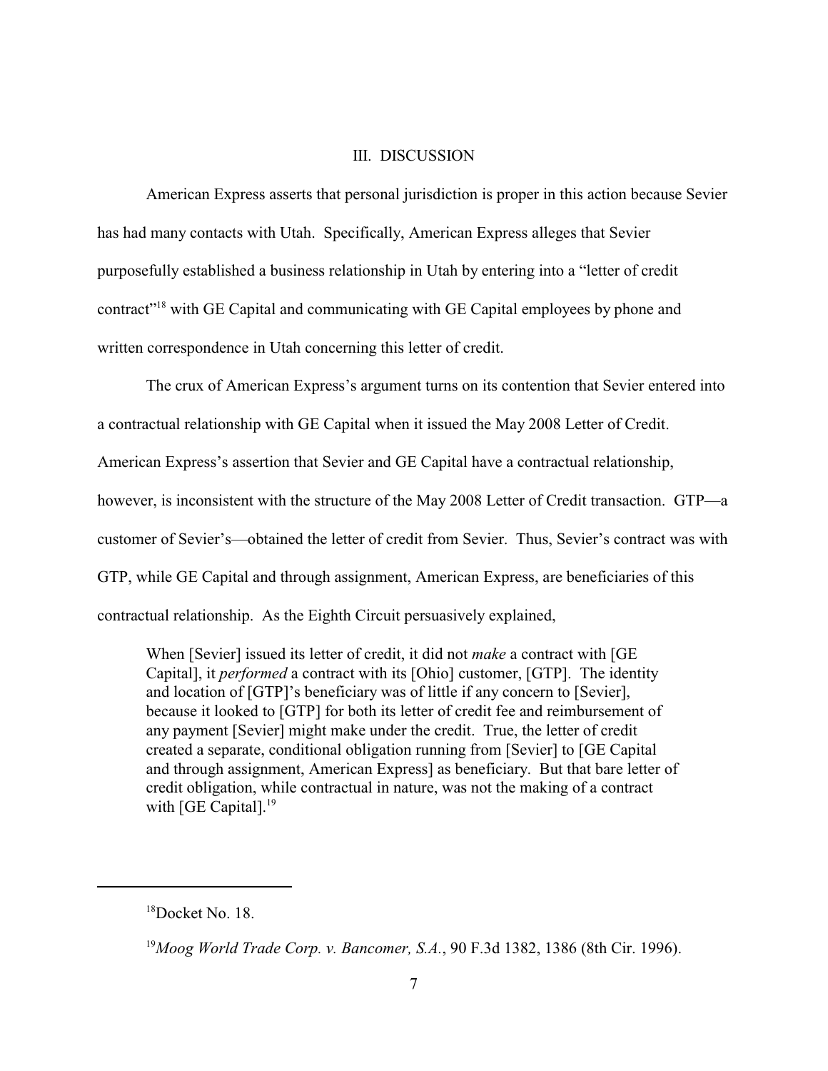## III. DISCUSSION

American Express asserts that personal jurisdiction is proper in this action because Sevier has had many contacts with Utah. Specifically, American Express alleges that Sevier purposefully established a business relationship in Utah by entering into a "letter of credit contract"[18] with GE Capital and communicating with GE Capital employees by phone and written correspondence in Utah concerning this letter of credit.

The crux of American Express's argument turns on its contention that Sevier entered into a contractual relationship with GE Capital when it issued the May 2008 Letter of Credit. American Express's assertion that Sevier and GE Capital have a contractual relationship, however, is inconsistent with the structure of the May 2008 Letter of Credit transaction. GTP—a customer of Sevier's—obtained the letter of credit from Sevier. Thus, Sevier's contract was with GTP, while GE Capital and through assignment, American Express, are beneficiaries of this contractual relationship. As the Eighth Circuit persuasively explained,

> When [Sevier] issued its letter of credit, it did not *make* a contract with [GE Capital], it *performed* a contract with its [Ohio] customer, [GTP]. The identity and location of [GTP]'s beneficiary was of little if any concern to [Sevier], because it looked to [GTP] for both its letter of credit fee and reimbursement of any payment [Sevier] might make under the credit. True, the letter of credit created a separate, conditional obligation running from [Sevier] to [GE Capital and through assignment, American Express] as beneficiary. But that bare letter of credit obligation, while contractual in nature, was not the making of a contract with [GE Capital].[19]

---

[18] Docket No. 18.

[19] *Moog World Trade Corp. v. Bancomer, S.A.*, 90 F.3d 1382, 1386 (8th Cir. 1996).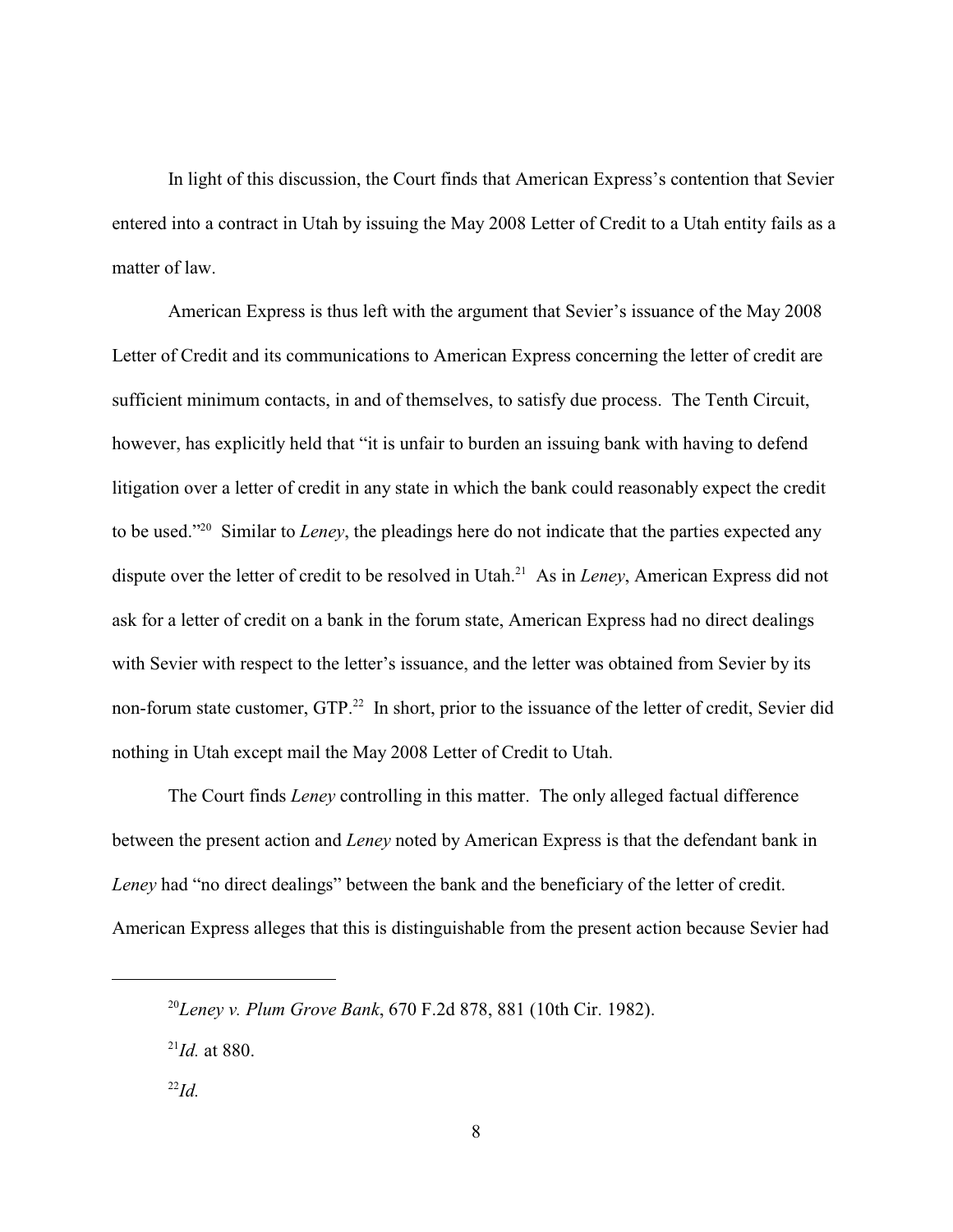In light of this discussion, the Court finds that American Express's contention that Sevier entered into a contract in Utah by issuing the May 2008 Letter of Credit to a Utah entity fails as a matter of law.

American Express is thus left with the argument that Sevier's issuance of the May 2008 Letter of Credit and its communications to American Express concerning the letter of credit are sufficient minimum contacts, in and of themselves, to satisfy due process. The Tenth Circuit, however, has explicitly held that "it is unfair to burden an issuing bank with having to defend litigation over a letter of credit in any state in which the bank could reasonably expect the credit to be used."[20] Similar to *Leney*, the pleadings here do not indicate that the parties expected any dispute over the letter of credit to be resolved in Utah.[21] As in *Leney*, American Express did not ask for a letter of credit on a bank in the forum state, American Express had no direct dealings with Sevier with respect to the letter's issuance, and the letter was obtained from Sevier by its non-forum state customer, GTP.[22] In short, prior to the issuance of the letter of credit, Sevier did nothing in Utah except mail the May 2008 Letter of Credit to Utah.

The Court finds *Leney* controlling in this matter. The only alleged factual difference between the present action and *Leney* noted by American Express is that the defendant bank in *Leney* had "no direct dealings" between the bank and the beneficiary of the letter of credit. American Express alleges that this is distinguishable from the present action because Sevier had

---

[20] *Leney v. Plum Grove Bank*, 670 F.2d 878, 881 (10th Cir. 1982).

[21] *Id.* at 880.

[22] *Id.*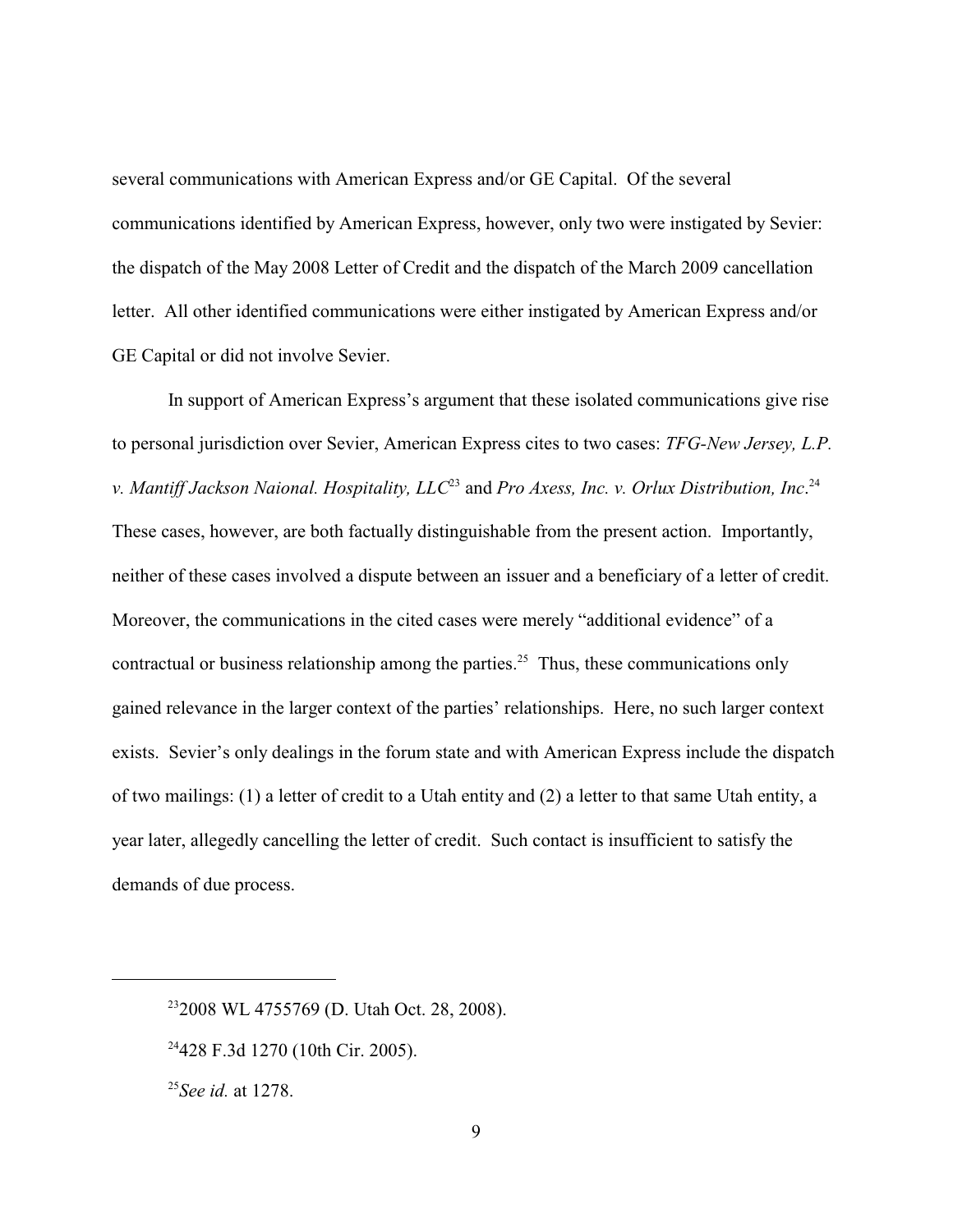several communications with American Express and/or GE Capital. Of the several communications identified by American Express, however, only two were instigated by Sevier: the dispatch of the May 2008 Letter of Credit and the dispatch of the March 2009 cancellation letter. All other identified communications were either instigated by American Express and/or GE Capital or did not involve Sevier.

In support of American Express's argument that these isolated communications give rise to personal jurisdiction over Sevier, American Express cites to two cases: *TFG-New Jersey, L.P. v. Mantiff Jackson Naional. Hospitality, LLC*[23] and *Pro Axess, Inc. v. Orlux Distribution, Inc*.[24] These cases, however, are both factually distinguishable from the present action. Importantly, neither of these cases involved a dispute between an issuer and a beneficiary of a letter of credit. Moreover, the communications in the cited cases were merely "additional evidence" of a contractual or business relationship among the parties.[25] Thus, these communications only gained relevance in the larger context of the parties' relationships. Here, no such larger context exists. Sevier's only dealings in the forum state and with American Express include the dispatch of two mailings: (1) a letter of credit to a Utah entity and (2) a letter to that same Utah entity, a year later, allegedly cancelling the letter of credit. Such contact is insufficient to satisfy the demands of due process.

---

[23] 2008 WL 4755769 (D. Utah Oct. 28, 2008).

[24] 428 F.3d 1270 (10th Cir. 2005).

[25] *See id.* at 1278.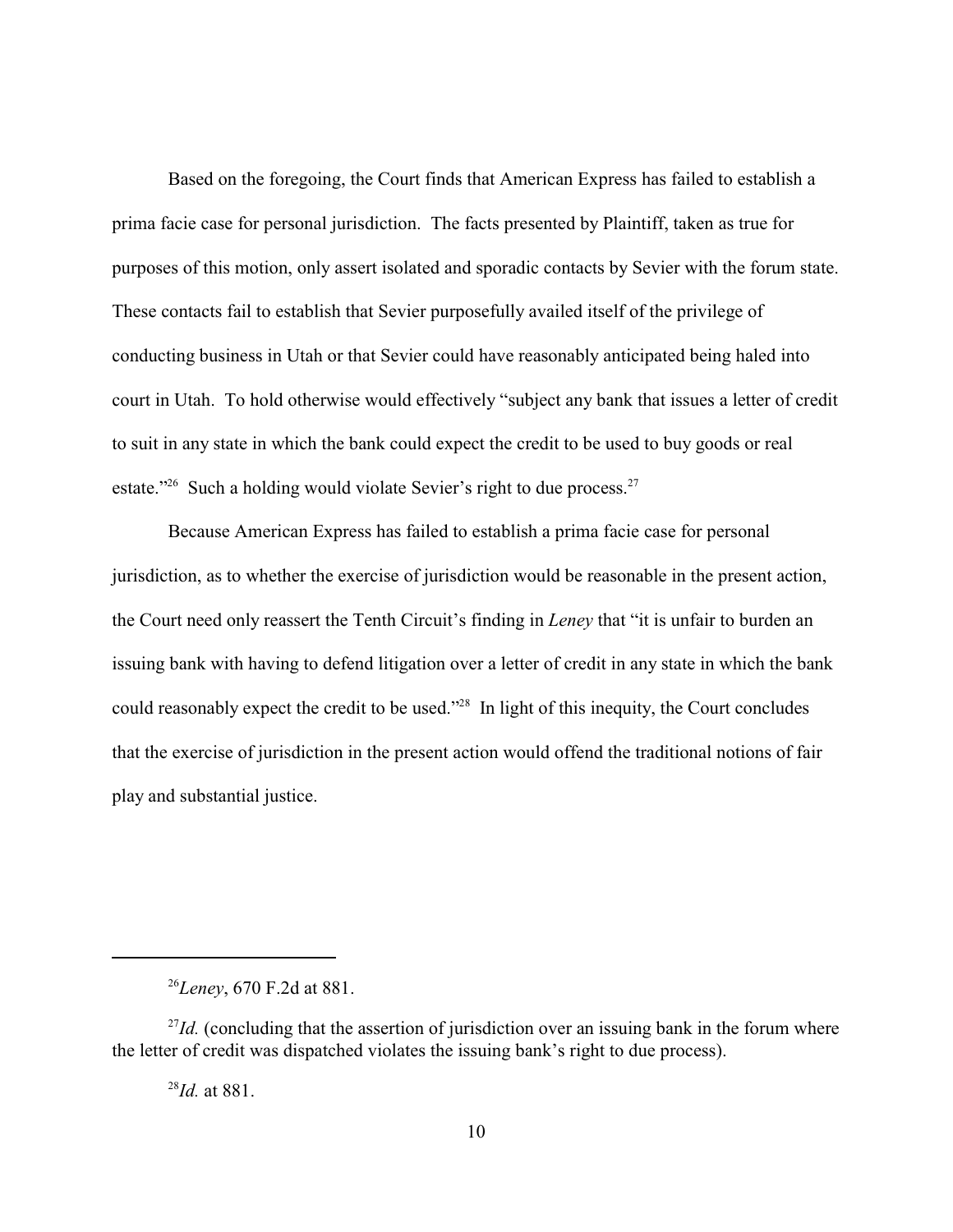Based on the foregoing, the Court finds that American Express has failed to establish a prima facie case for personal jurisdiction. The facts presented by Plaintiff, taken as true for purposes of this motion, only assert isolated and sporadic contacts by Sevier with the forum state. These contacts fail to establish that Sevier purposefully availed itself of the privilege of conducting business in Utah or that Sevier could have reasonably anticipated being haled into court in Utah. To hold otherwise would effectively "subject any bank that issues a letter of credit to suit in any state in which the bank could expect the credit to be used to buy goods or real estate."[26] Such a holding would violate Sevier's right to due process.[27]

Because American Express has failed to establish a prima facie case for personal jurisdiction, as to whether the exercise of jurisdiction would be reasonable in the present action, the Court need only reassert the Tenth Circuit's finding in *Leney* that "it is unfair to burden an issuing bank with having to defend litigation over a letter of credit in any state in which the bank could reasonably expect the credit to be used."[28] In light of this inequity, the Court concludes that the exercise of jurisdiction in the present action would offend the traditional notions of fair play and substantial justice.

---

[26] *Leney*, 670 F.2d at 881.

[27] *Id.* (concluding that the assertion of jurisdiction over an issuing bank in the forum where the letter of credit was dispatched violates the issuing bank's right to due process).

[28] *Id.* at 881.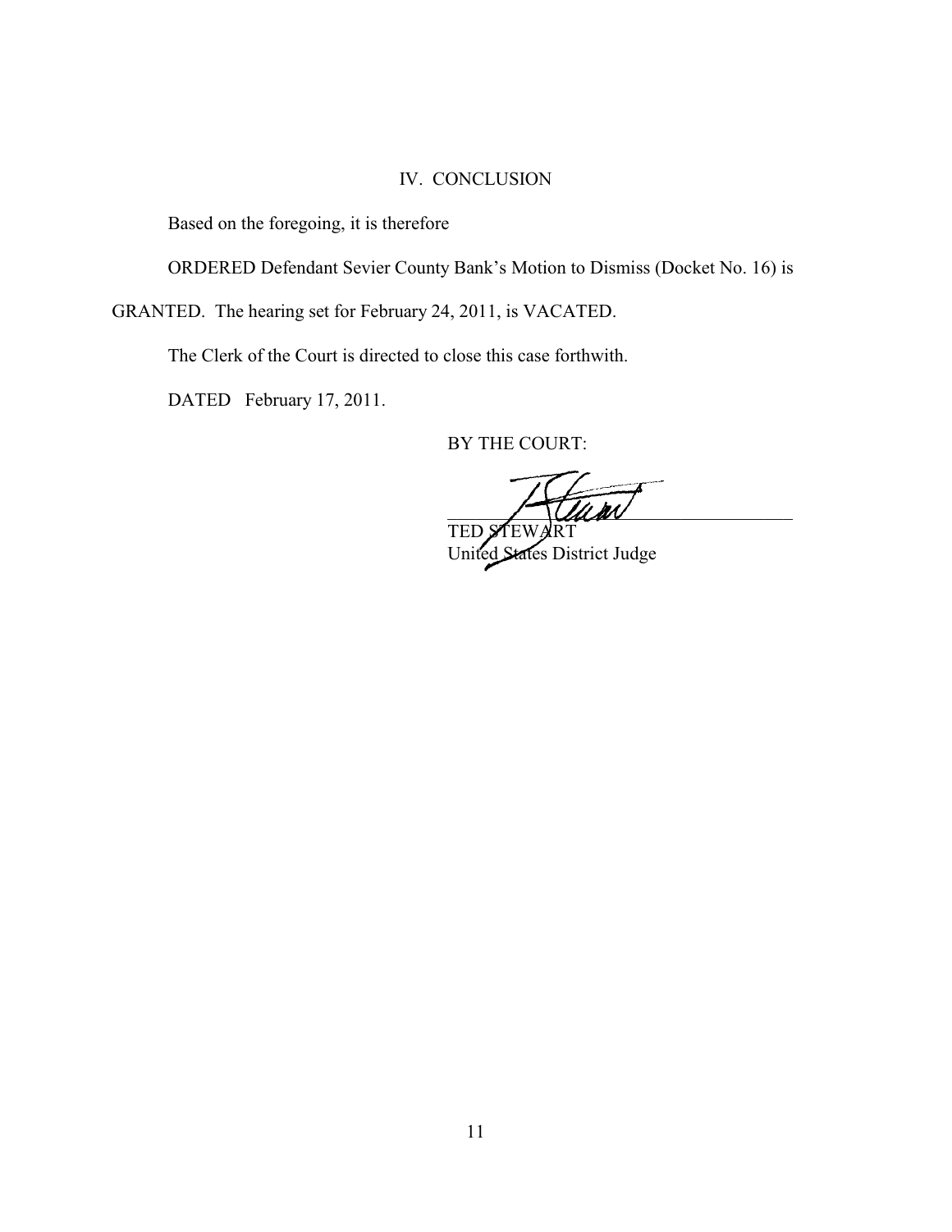## IV. CONCLUSION

Based on the foregoing, it is therefore

ORDERED Defendant Sevier County Bank's Motion to Dismiss (Docket No. 16) is GRANTED. The hearing set for February 24, 2011, is VACATED.

The Clerk of the Court is directed to close this case forthwith.

DATED February 17, 2011.

BY THE COURT:

TED STEWART
United States District Judge